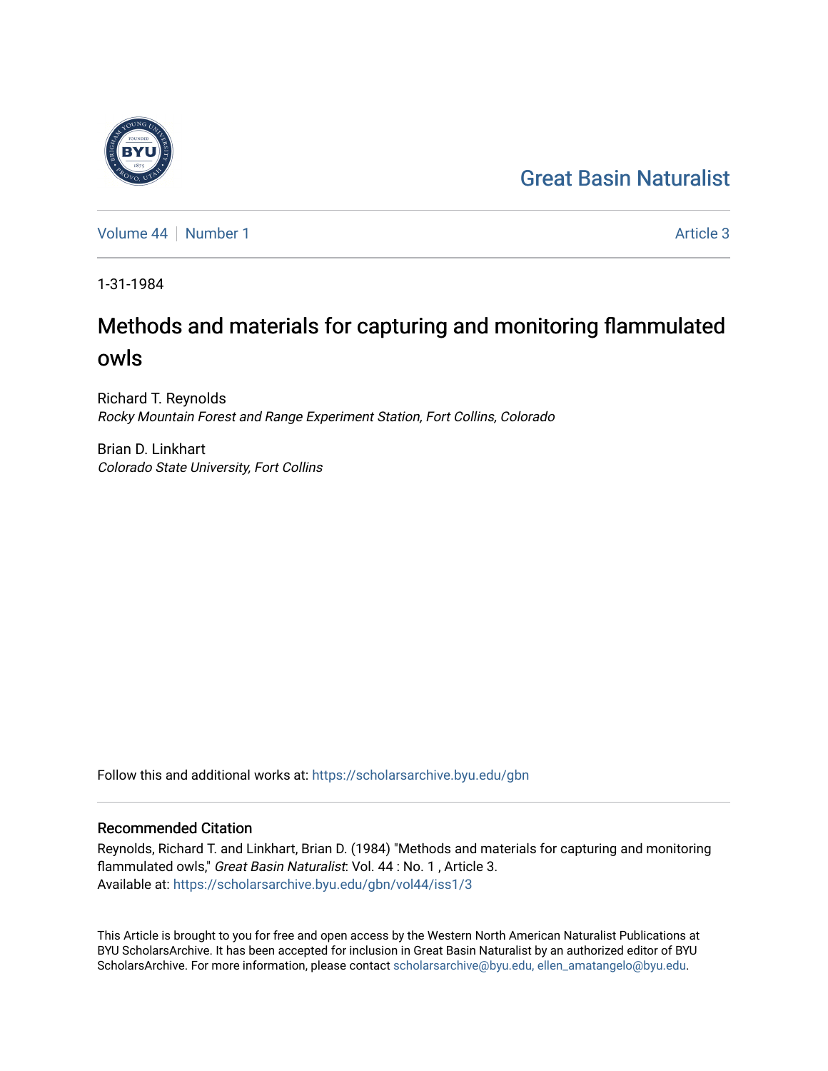Great Basin Naturalist

Volume 44 | Number 1 Article 3

1-31-1984

# Methods and materials for capturing and monitoring flammulated owls

Richard T. Reynolds
*Rocky Mountain Forest and Range Experiment Station, Fort Collins, Colorado*

Brian D. Linkhart
*Colorado State University, Fort Collins*

Follow this and additional works at: https://scholarsarchive.byu.edu/gbn

## Recommended Citation

Reynolds, Richard T. and Linkhart, Brian D. (1984) "Methods and materials for capturing and monitoring flammulated owls," *Great Basin Naturalist*: Vol. 44 : No. 1 , Article 3.
Available at: https://scholarsarchive.byu.edu/gbn/vol44/iss1/3

This Article is brought to you for free and open access by the Western North American Naturalist Publications at BYU ScholarsArchive. It has been accepted for inclusion in Great Basin Naturalist by an authorized editor of BYU ScholarsArchive. For more information, please contact scholarsarchive@byu.edu, ellen_amatangelo@byu.edu.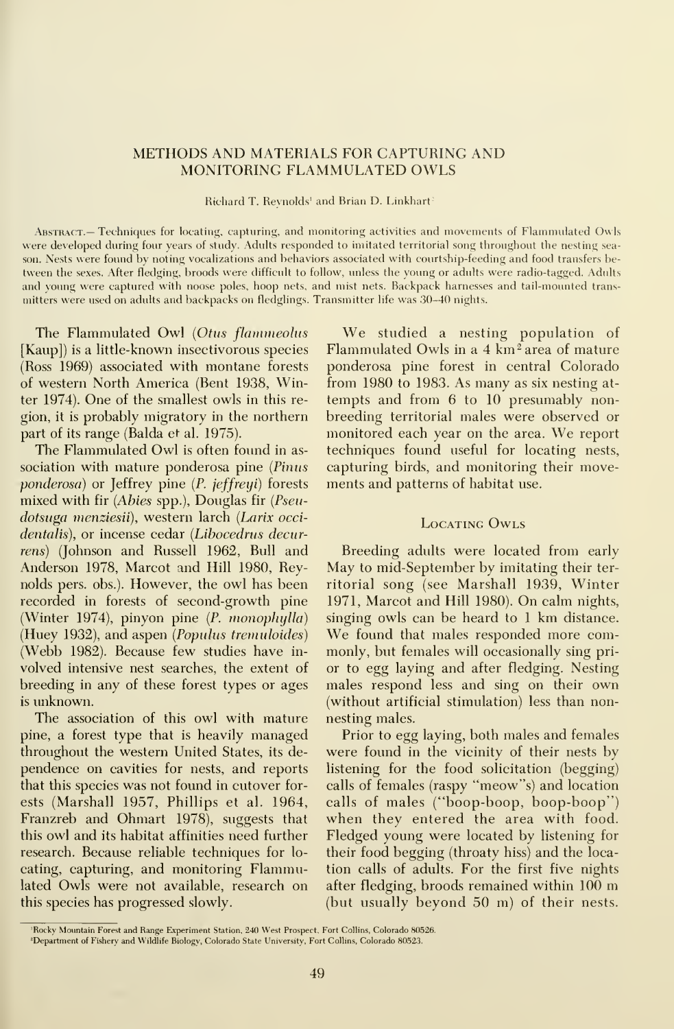# METHODS AND MATERIALS FOR CAPTURING AND MONITORING FLAMMULATED OWLS

Richard T. Reynolds[1] and Brian D. Linkhart[2]

ABSTRACT.— Techniques for locating, capturing, and monitoring activities and movements of Flammulated Owls were developed during four years of study. Adults responded to imitated territorial song throughout the nesting season. Nests were found by noting vocalizations and behaviors associated with courtship-feeding and food transfers between the sexes. After fledging, broods were difficult to follow, unless the young or adults were radio-tagged. Adults and young were captured with noose poles, hoop nets, and mist nets. Backpack harnesses and tail-mounted transmitters were used on adults and backpacks on fledglings. Transmitter life was 30–40 nights.

The Flammulated Owl (*Otus flammeolus* [Kaup]) is a little-known insectivorous species (Ross 1969) associated with montane forests of western North America (Bent 1938, Winter 1974). One of the smallest owls in this region, it is probably migratory in the northern part of its range (Balda et al. 1975).

The Flammulated Owl is often found in association with mature ponderosa pine (*Pinus ponderosa*) or Jeffrey pine (*P. jeffreyi*) forests mixed with fir (*Abies* spp.), Douglas fir (*Pseudotsuga menziesii*), western larch (*Larix occidentalis*), or incense cedar (*Libocedrus decurrens*) (Johnson and Russell 1962, Bull and Anderson 1978, Marcot and Hill 1980, Reynolds pers. obs.). However, the owl has been recorded in forests of second-growth pine (Winter 1974), pinyon pine (*P. monophylla*) (Huey 1932), and aspen (*Populus tremuloides*) (Webb 1982). Because few studies have involved intensive nest searches, the extent of breeding in any of these forest types or ages is unknown.

The association of this owl with mature pine, a forest type that is heavily managed throughout the western United States, its dependence on cavities for nests, and reports that this species was not found in cutover forests (Marshall 1957, Phillips et al. 1964, Franzreb and Ohmart 1978), suggests that this owl and its habitat affinities need further research. Because reliable techniques for locating, capturing, and monitoring Flammulated Owls were not available, research on this species has progressed slowly.

We studied a nesting population of Flammulated Owls in a 4 km² area of mature ponderosa pine forest in central Colorado from 1980 to 1983. As many as six nesting attempts and from 6 to 10 presumably nonbreeding territorial males were observed or monitored each year on the area. We report techniques found useful for locating nests, capturing birds, and monitoring their movements and patterns of habitat use.

## Locating Owls

Breeding adults were located from early May to mid-September by imitating their territorial song (see Marshall 1939, Winter 1971, Marcot and Hill 1980). On calm nights, singing owls can be heard to 1 km distance. We found that males responded more commonly, but females will occasionally sing prior to egg laying and after fledging. Nesting males respond less and sing on their own (without artificial stimulation) less than nonnesting males.

Prior to egg laying, both males and females were found in the vicinity of their nests by listening for the food solicitation (begging) calls of females (raspy "meow") and location calls of males ("boop-boop, boop-boop") when they entered the area with food. Fledged young were located by listening for their food begging (throaty hiss) and the location calls of adults. For the first five nights after fledging, broods remained within 100 m (but usually beyond 50 m) of their nests.

[1]Rocky Mountain Forest and Range Experiment Station, 240 West Prospect, Fort Collins, Colorado 80526.
[2]Department of Fishery and Wildlife Biology, Colorado State University, Fort Collins, Colorado 80523.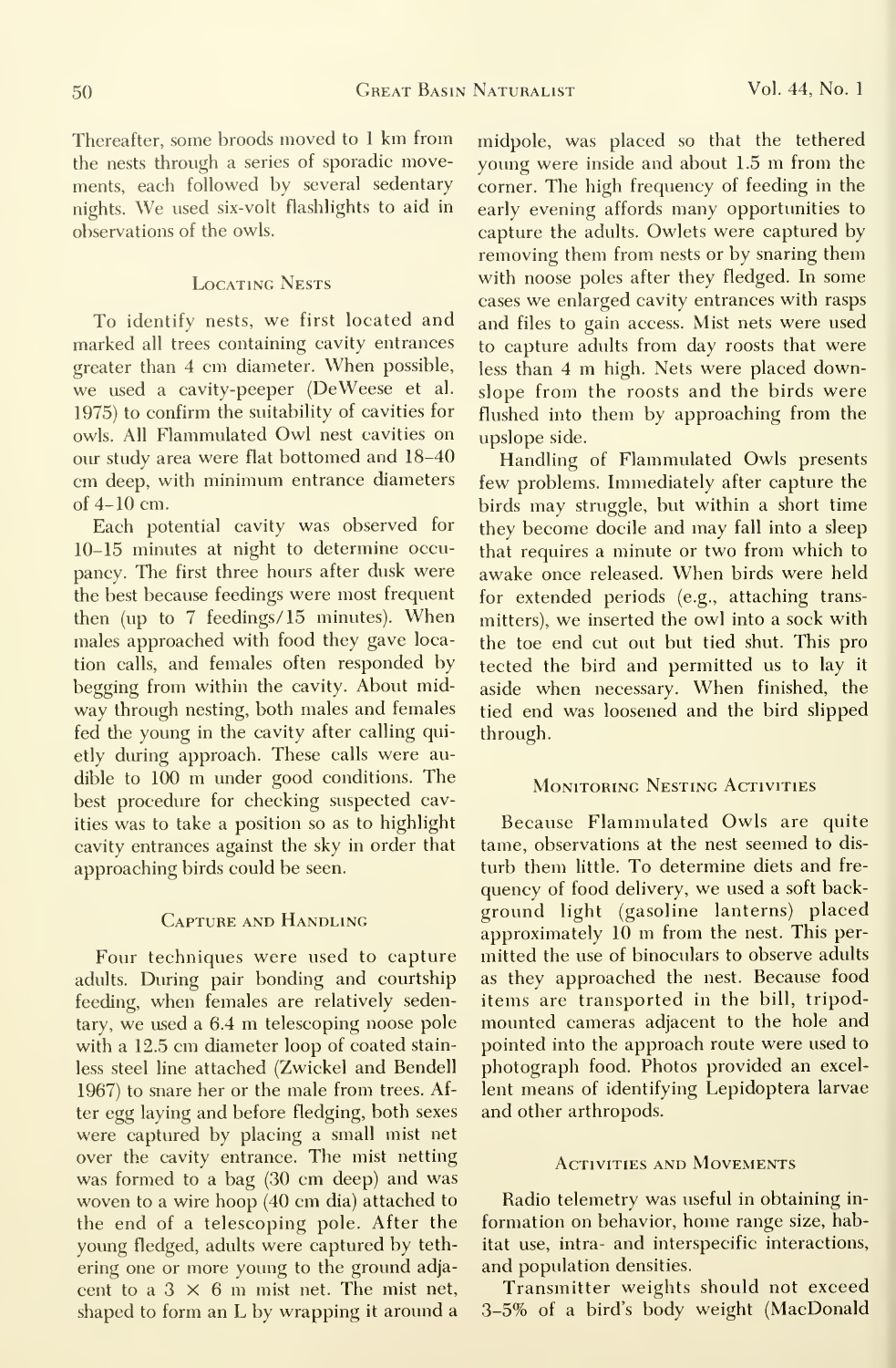Thereafter, some broods moved to 1 km from the nests through a series of sporadic movements, each followed by several sedentary nights. We used six-volt flashlights to aid in observations of the owls.

### Locating Nests

To identify nests, we first located and marked all trees containing cavity entrances greater than 4 cm diameter. When possible, we used a cavity-peeper (DeWeese et al. 1975) to confirm the suitability of cavities for owls. All Flammulated Owl nest cavities on our study area were flat bottomed and 18–40 cm deep, with minimum entrance diameters of 4–10 cm.

Each potential cavity was observed for 10–15 minutes at night to determine occupancy. The first three hours after dusk were the best because feedings were most frequent then (up to 7 feedings/15 minutes). When males approached with food they gave location calls, and females often responded by begging from within the cavity. About midway through nesting, both males and females fed the young in the cavity after calling quietly during approach. These calls were audible to 100 m under good conditions. The best procedure for checking suspected cavities was to take a position so as to highlight cavity entrances against the sky in order that approaching birds could be seen.

### Capture and Handling

Four techniques were used to capture adults. During pair bonding and courtship feeding, when females are relatively sedentary, we used a 6.4 m telescoping noose pole with a 12.5 cm diameter loop of coated stainless steel line attached (Zwickel and Bendell 1967) to snare her or the male from trees. After egg laying and before fledging, both sexes were captured by placing a small mist net over the cavity entrance. The mist netting was formed to a bag (30 cm deep) and was woven to a wire hoop (40 cm dia) attached to the end of a telescoping pole. After the young fledged, adults were captured by tethering one or more young to the ground adjacent to a $3 \times 6$ m mist net. The mist net, shaped to form an L by wrapping it around a midpole, was placed so that the tethered young were inside and about 1.5 m from the corner. The high frequency of feeding in the early evening affords many opportunities to capture the adults. Owlets were captured by removing them from nests or by snaring them with noose poles after they fledged. In some cases we enlarged cavity entrances with rasps and files to gain access. Mist nets were used to capture adults from day roosts that were less than 4 m high. Nets were placed downslope from the roosts and the birds were flushed into them by approaching from the upslope side.

Handling of Flammulated Owls presents few problems. Immediately after capture the birds may struggle, but within a short time they become docile and may fall into a sleep that requires a minute or two from which to awake once released. When birds were held for extended periods (e.g., attaching transmitters), we inserted the owl into a sock with the toe end cut out but tied shut. This protected the bird and permitted us to lay it aside when necessary. When finished, the tied end was loosened and the bird slipped through.

### Monitoring Nesting Activities

Because Flammulated Owls are quite tame, observations at the nest seemed to disturb them little. To determine diets and frequency of food delivery, we used a soft background light (gasoline lanterns) placed approximately 10 m from the nest. This permitted the use of binoculars to observe adults as they approached the nest. Because food items are transported in the bill, tripod-mounted cameras adjacent to the hole and pointed into the approach route were used to photograph food. Photos provided an excellent means of identifying Lepidoptera larvae and other arthropods.

### Activities and Movements

Radio telemetry was useful in obtaining information on behavior, home range size, habitat use, intra- and interspecific interactions, and population densities.

Transmitter weights should not exceed 3–5% of a bird's body weight (MacDonald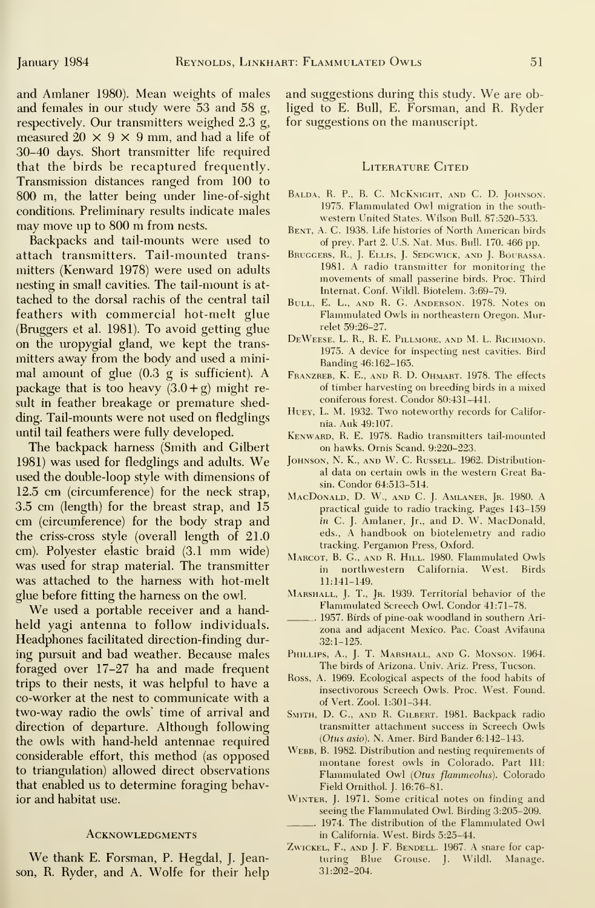and Amlaner 1980). Mean weights of males and females in our study were 53 and 58 g, respectively. Our transmitters weighed 2.3 g, measured 20 × 9 × 9 mm, and had a life of 30–40 days. Short transmitter life required that the birds be recaptured frequently. Transmission distances ranged from 100 to 800 m, the latter being under line-of-sight conditions. Preliminary results indicate males may move up to 800 m from nests.

Backpacks and tail-mounts were used to attach transmitters. Tail-mounted transmitters (Kenward 1978) were used on adults nesting in small cavities. The tail-mount is attached to the dorsal rachis of the central tail feathers with commercial hot-melt glue (Bruggers et al. 1981). To avoid getting glue on the uropygial gland, we kept the transmitters away from the body and used a minimal amount of glue (0.3 g is sufficient). A package that is too heavy (3.0+g) might result in feather breakage or premature shedding. Tail-mounts were not used on fledglings until tail feathers were fully developed.

The backpack harness (Smith and Gilbert 1981) was used for fledglings and adults. We used the double-loop style with dimensions of 12.5 cm (circumference) for the neck strap, 3.5 cm (length) for the breast strap, and 15 cm (circumference) for the body strap and the criss-cross style (overall length of 21.0 cm). Polyester elastic braid (3.1 mm wide) was used for strap material. The transmitter was attached to the harness with hot-melt glue before fitting the harness on the owl.

We used a portable receiver and a handheld yagi antenna to follow individuals. Headphones facilitated direction-finding during pursuit and bad weather. Because males foraged over 17–27 ha and made frequent trips to their nests, it was helpful to have a co-worker at the nest to communicate with a two-way radio the owls' time of arrival and direction of departure. Although following the owls with hand-held antennae required considerable effort, this method (as opposed to triangulation) allowed direct observations that enabled us to determine foraging behavior and habitat use.

## Acknowledgments

We thank E. Forsman, P. Hegdal, J. Jeanson, R. Ryder, and A. Wolfe for their help and suggestions during this study. We are obliged to E. Bull, E. Forsman, and R. Ryder for suggestions on the manuscript.

## Literature Cited

Balda, R. P., B. C. McKnight, and C. D. Johnson. 1975. Flammulated Owl migration in the southwestern United States. Wilson Bull. 87:520–533.

Bent, A. C. 1938. Life histories of North American birds of prey. Part 2. U.S. Nat. Mus. Bull. 170. 466 pp.

Bruggers, R., J. Ellis, J. Sedgwick, and J. Bourassa. 1981. A radio transmitter for monitoring the movements of small passerine birds. Proc. Third Internat. Conf. Wildl. Biotelem. 3:69–79.

Bull, E. L., and R. G. Anderson. 1978. Notes on Flammulated Owls in northeastern Oregon. Murrelet 59:26–27.

DeWeese, L. R., R. E. Pillmore, and M. L. Richmond. 1975. A device for inspecting nest cavities. Bird Banding 46:162–165.

Franzreb, K. E., and R. D. Ohmart. 1978. The effects of timber harvesting on breeding birds in a mixed coniferous forest. Condor 80:431–441.

Huey, L. M. 1932. Two noteworthy records for California. Auk 49:107.

Kenward, R. E. 1978. Radio transmitters tail-mounted on hawks. Ornis Scand. 9:220–223.

Johnson, N. K., and W. C. Russell. 1962. Distributional data on certain owls in the western Great Basin. Condor 64:513–514.

MacDonald, D. W., and C. J. Amlaner, Jr. 1980. A practical guide to radio tracking. Pages 143–159 *in* C. J. Amlaner, Jr., and D. W. MacDonald, eds., A handbook on biotelemetry and radio tracking. Pergamon Press, Oxford.

Marcot, B. G., and R. Hill. 1980. Flammulated Owls in northwestern California. West. Birds 11:141–149.

Marshall, J. T., Jr. 1939. Territorial behavior of the Flammulated Screech Owl. Condor 41:71–78.

\_\_\_\_\_. 1957. Birds of pine-oak woodland in southern Arizona and adjacent Mexico. Pac. Coast Avifauna 32:1–125.

Phillips, A., J. T. Marshall, and G. Monson. 1964. The birds of Arizona. Univ. Ariz. Press, Tucson.

Ross, A. 1969. Ecological aspects of the food habits of insectivorous Screech Owls. Proc. West. Found. of Vert. Zool. 1:301–344.

Smith, D. G., and R. Gilbert. 1981. Backpack radio transmitter attachment success in Screech Owls (*Otus asio*). N. Amer. Bird Bander 6:142–143.

Webb, B. 1982. Distribution and nesting requirements of montane forest owls in Colorado. Part III: Flammulated Owl (*Otus flammeolus*). Colorado Field Ornithol. J. 16:76–81.

Winter, J. 1971. Some critical notes on finding and seeing the Flammulated Owl. Birding 3:205–209.

\_\_\_\_\_. 1974. The distribution of the Flammulated Owl in California. West. Birds 5:25–44.

Zwickel, F., and J. F. Bendell. 1967. A snare for capturing Blue Grouse. J. Wildl. Manage. 31:202–204.